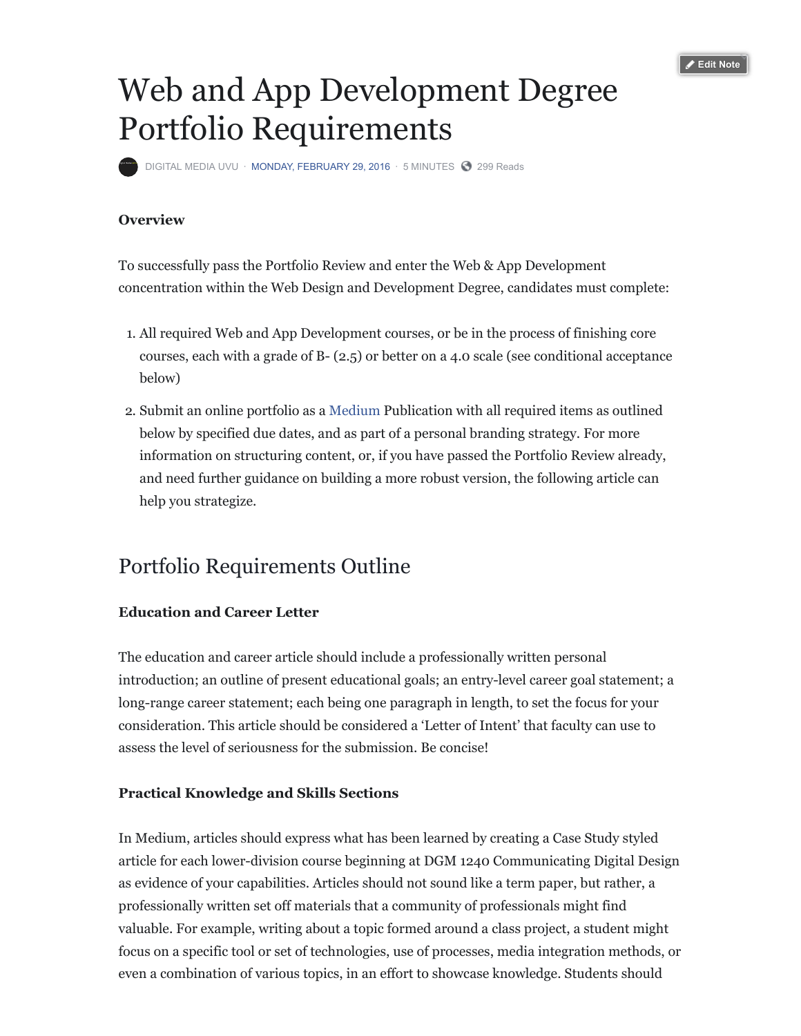# Web and App Development Degree Portfolio Requirements

DIGITAL MEDIA UVU · MONDAY, FEBRUARY 29, 2016 · 5 MINUTES · 299 Reads

**Overview**

To successfully pass the Portfolio Review and enter the Web & App Development concentration within the Web Design and Development Degree, candidates must complete:

1. All required Web and App Development courses, or be in the process of finishing core courses, each with a grade of B- (2.5) or better on a 4.0 scale (see conditional acceptance below)
2. Submit an online portfolio as a Medium Publication with all required items as outlined below by specified due dates, and as part of a personal branding strategy. For more information on structuring content, or, if you have passed the Portfolio Review already, and need further guidance on building a more robust version, the following article can help you strategize.

## Portfolio Requirements Outline

**Education and Career Letter**

The education and career article should include a professionally written personal introduction; an outline of present educational goals; an entry-level career goal statement; a long-range career statement; each being one paragraph in length, to set the focus for your consideration. This article should be considered a 'Letter of Intent' that faculty can use to assess the level of seriousness for the submission. Be concise!

**Practical Knowledge and Skills Sections**

In Medium, articles should express what has been learned by creating a Case Study styled article for each lower-division course beginning at DGM 1240 Communicating Digital Design as evidence of your capabilities. Articles should not sound like a term paper, but rather, a professionally written set off materials that a community of professionals might find valuable. For example, writing about a topic formed around a class project, a student might focus on a specific tool or set of technologies, use of processes, media integration methods, or even a combination of various topics, in an effort to showcase knowledge. Students should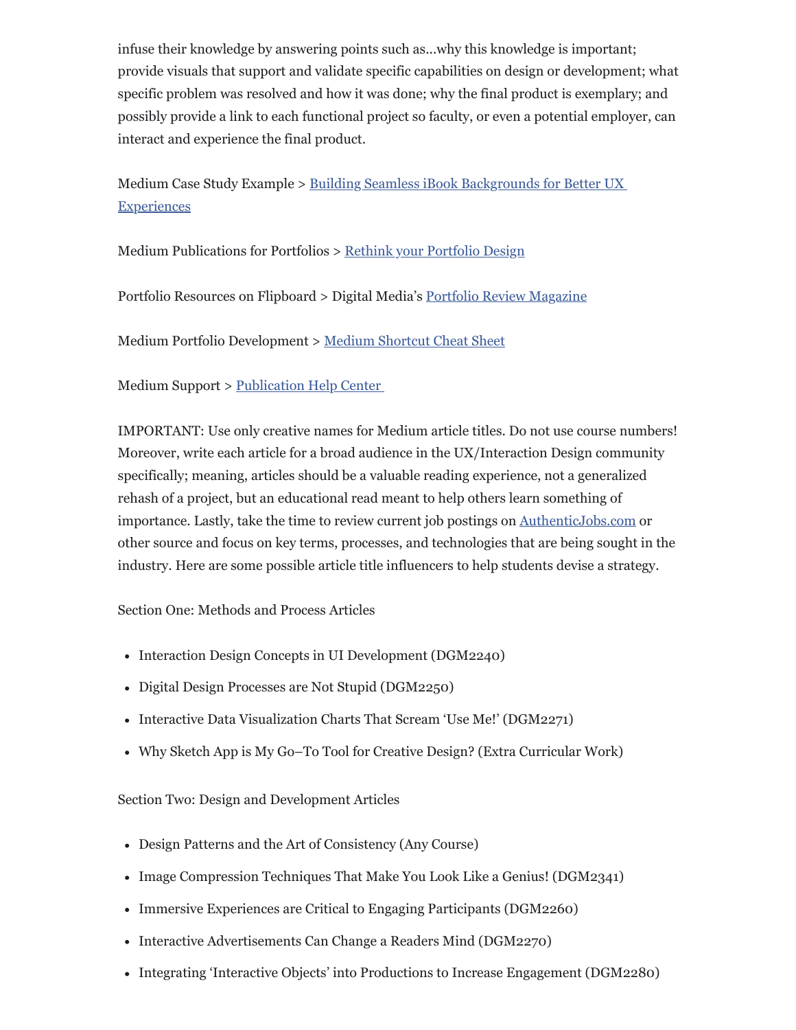infuse their knowledge by answering points such as...why this knowledge is important; provide visuals that support and validate specific capabilities on design or development; what specific problem was resolved and how it was done; why the final product is exemplary; and possibly provide a link to each functional project so faculty, or even a potential employer, can interact and experience the final product.

Medium Case Study Example > Building Seamless iBook Backgrounds for Better UX Experiences

Medium Publications for Portfolios > Rethink your Portfolio Design

Portfolio Resources on Flipboard > Digital Media's Portfolio Review Magazine

Medium Portfolio Development > Medium Shortcut Cheat Sheet

Medium Support > Publication Help Center

IMPORTANT: Use only creative names for Medium article titles. Do not use course numbers! Moreover, write each article for a broad audience in the UX/Interaction Design community specifically; meaning, articles should be a valuable reading experience, not a generalized rehash of a project, but an educational read meant to help others learn something of importance. Lastly, take the time to review current job postings on AuthenticJobs.com or other source and focus on key terms, processes, and technologies that are being sought in the industry. Here are some possible article title influencers to help students devise a strategy.

Section One: Methods and Process Articles

- Interaction Design Concepts in UI Development (DGM2240)
- Digital Design Processes are Not Stupid (DGM2250)
- Interactive Data Visualization Charts That Scream 'Use Me!' (DGM2271)
- Why Sketch App is My Go–To Tool for Creative Design? (Extra Curricular Work)

Section Two: Design and Development Articles

- Design Patterns and the Art of Consistency (Any Course)
- Image Compression Techniques That Make You Look Like a Genius! (DGM2341)
- Immersive Experiences are Critical to Engaging Participants (DGM2260)
- Interactive Advertisements Can Change a Readers Mind (DGM2270)
- Integrating 'Interactive Objects' into Productions to Increase Engagement (DGM2280)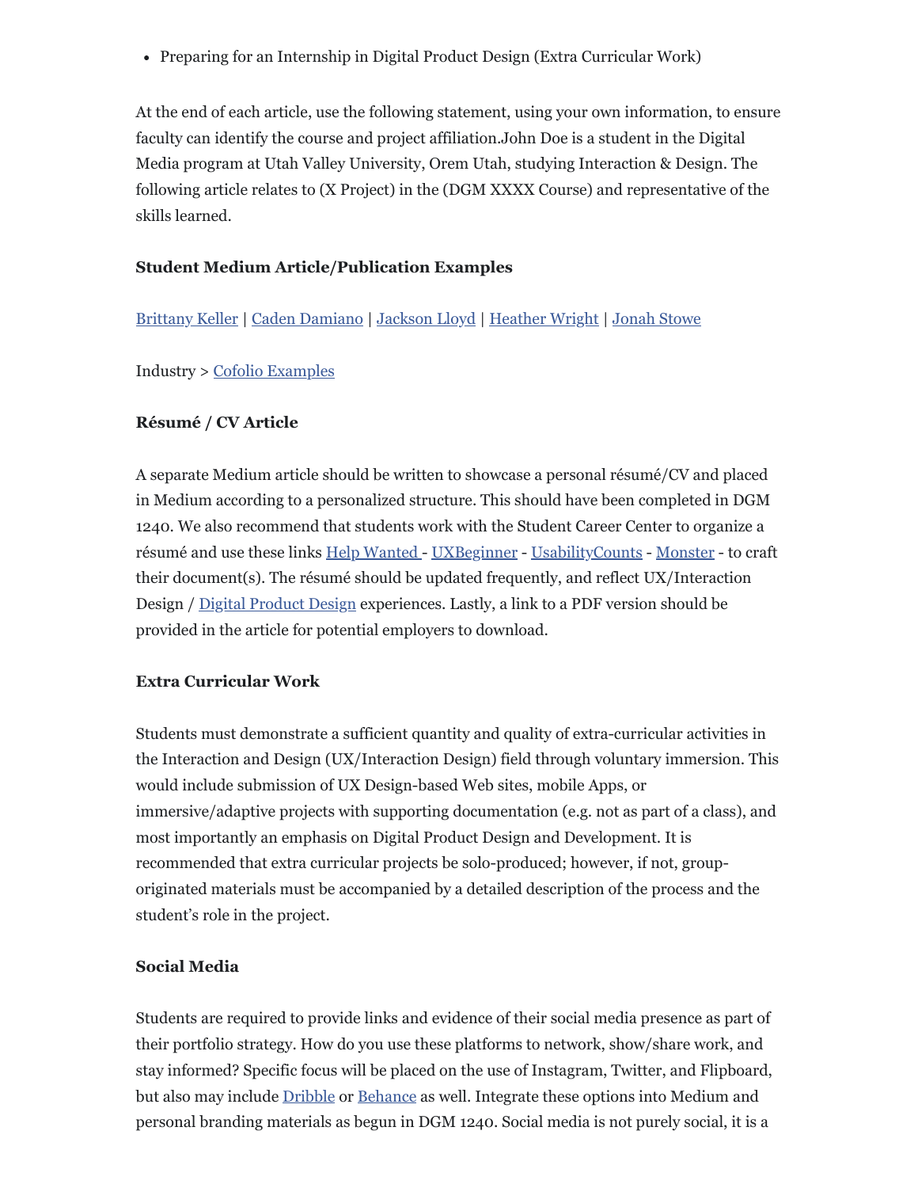- Preparing for an Internship in Digital Product Design (Extra Curricular Work)

At the end of each article, use the following statement, using your own information, to ensure faculty can identify the course and project affiliation.John Doe is a student in the Digital Media program at Utah Valley University, Orem Utah, studying Interaction & Design. The following article relates to (X Project) in the (DGM XXXX Course) and representative of the skills learned.

**Student Medium Article/Publication Examples**

Brittany Keller | Caden Damiano | Jackson Lloyd | Heather Wright | Jonah Stowe

Industry > Cofolio Examples

**Résumé / CV Article**

A separate Medium article should be written to showcase a personal résumé/CV and placed in Medium according to a personalized structure. This should have been completed in DGM 1240. We also recommend that students work with the Student Career Center to organize a résumé and use these links Help Wanted - UXBeginner - UsabilityCounts - Monster - to craft their document(s). The résumé should be updated frequently, and reflect UX/Interaction Design / Digital Product Design experiences. Lastly, a link to a PDF version should be provided in the article for potential employers to download.

**Extra Curricular Work**

Students must demonstrate a sufficient quantity and quality of extra-curricular activities in the Interaction and Design (UX/Interaction Design) field through voluntary immersion. This would include submission of UX Design-based Web sites, mobile Apps, or immersive/adaptive projects with supporting documentation (e.g. not as part of a class), and most importantly an emphasis on Digital Product Design and Development. It is recommended that extra curricular projects be solo-produced; however, if not, group-originated materials must be accompanied by a detailed description of the process and the student's role in the project.

**Social Media**

Students are required to provide links and evidence of their social media presence as part of their portfolio strategy. How do you use these platforms to network, show/share work, and stay informed? Specific focus will be placed on the use of Instagram, Twitter, and Flipboard, but also may include Dribble or Behance as well. Integrate these options into Medium and personal branding materials as begun in DGM 1240. Social media is not purely social, it is a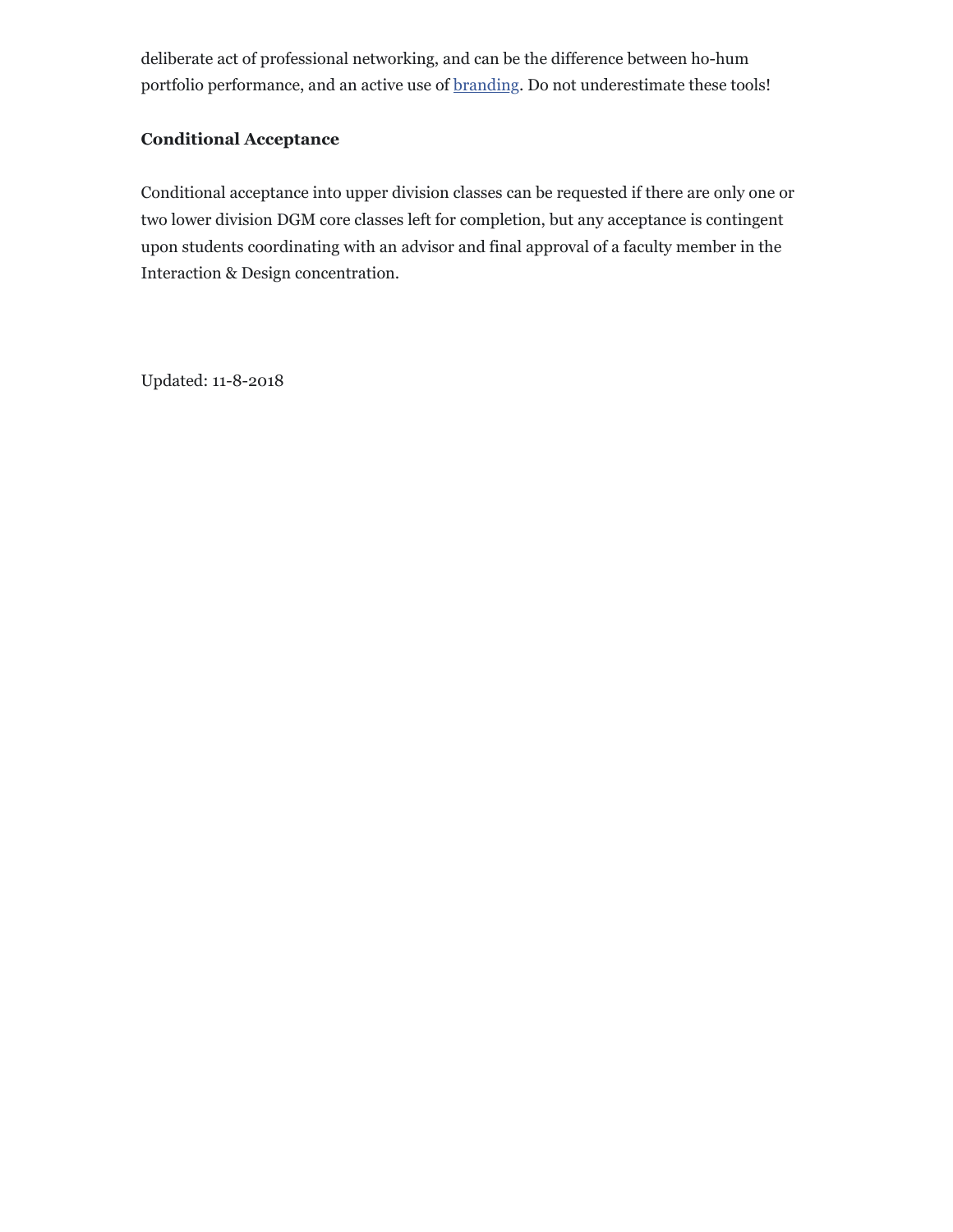deliberate act of professional networking, and can be the difference between ho-hum portfolio performance, and an active use of branding. Do not underestimate these tools!

**Conditional Acceptance**

Conditional acceptance into upper division classes can be requested if there are only one or two lower division DGM core classes left for completion, but any acceptance is contingent upon students coordinating with an advisor and final approval of a faculty member in the Interaction & Design concentration.

Updated: 11-8-2018